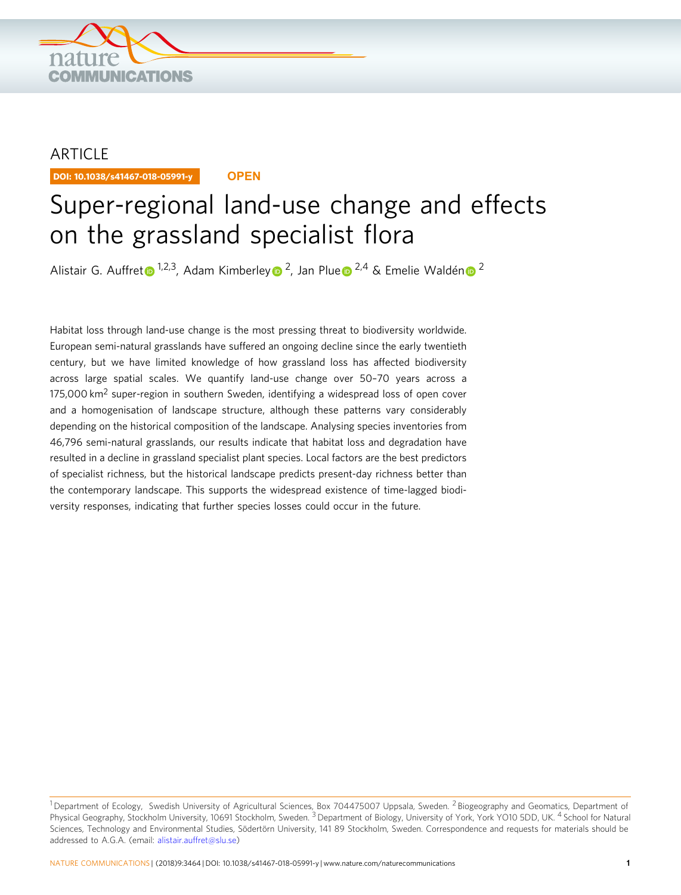ARTICLE

DOI: 10.1038/s41467-018-05991-y OPEN

# Super-regional land-use change and effects on the grassland specialist flora

Alistair G. Auffret[1,2,3], Adam Kimberley[2], Jan Plue[2,4] & Emelie Waldén[2]

Habitat loss through land-use change is the most pressing threat to biodiversity worldwide. European semi-natural grasslands have suffered an ongoing decline since the early twentieth century, but we have limited knowledge of how grassland loss has affected biodiversity across large spatial scales. We quantify land-use change over 50–70 years across a 175,000 km$^2$ super-region in southern Sweden, identifying a widespread loss of open cover and a homogenisation of landscape structure, although these patterns vary considerably depending on the historical composition of the landscape. Analysing species inventories from 46,796 semi-natural grasslands, our results indicate that habitat loss and degradation have resulted in a decline in grassland specialist plant species. Local factors are the best predictors of specialist richness, but the historical landscape predicts present-day richness better than the contemporary landscape. This supports the widespread existence of time-lagged biodiversity responses, indicating that further species losses could occur in the future.

[1] Department of Ecology, Swedish University of Agricultural Sciences, Box 704475007 Uppsala, Sweden. [2] Biogeography and Geomatics, Department of Physical Geography, Stockholm University, 10691 Stockholm, Sweden. [3] Department of Biology, University of York, York YO10 5DD, UK. [4] School for Natural Sciences, Technology and Environmental Studies, Södertörn University, 141 89 Stockholm, Sweden. Correspondence and requests for materials should be addressed to A.G.A. (email: alistair.auffret@slu.se)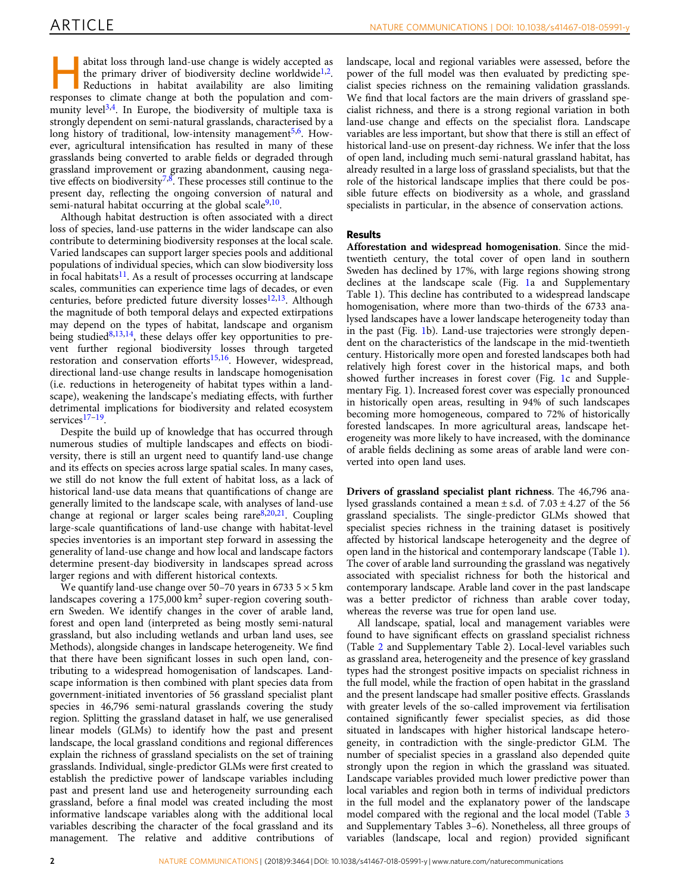Habitat loss through land-use change is widely accepted as the primary driver of biodiversity decline worldwide[1,2]. Reductions in habitat availability are also limiting responses to climate change at both the population and community level[3,4]. In Europe, the biodiversity of multiple taxa is strongly dependent on semi-natural grasslands, characterised by a long history of traditional, low-intensity management[5,6]. However, agricultural intensification has resulted in many of these grasslands being converted to arable fields or degraded through grassland improvement or grazing abandonment, causing negative effects on biodiversity[7,8]. These processes still continue to the present day, reflecting the ongoing conversion of natural and semi-natural habitat occurring at the global scale[9,10].

Although habitat destruction is often associated with a direct loss of species, land-use patterns in the wider landscape can also contribute to determining biodiversity responses at the local scale. Varied landscapes can support larger species pools and additional populations of individual species, which can slow biodiversity loss in focal habitats[11]. As a result of processes occurring at landscape scales, communities can experience time lags of decades, or even centuries, before predicted future diversity losses[12,13]. Although the magnitude of both temporal delays and expected extirpations may depend on the types of habitat, landscape and organism being studied[8,13,14], these delays offer key opportunities to prevent further regional biodiversity losses through targeted restoration and conservation efforts[15,16]. However, widespread, directional land-use change results in landscape homogenisation (i.e. reductions in heterogeneity of habitat types within a landscape), weakening the landscape's mediating effects, with further detrimental implications for biodiversity and related ecosystem services[17–19].

Despite the build up of knowledge that has occurred through numerous studies of multiple landscapes and effects on biodiversity, there is still an urgent need to quantify land-use change and its effects on species across large spatial scales. In many cases, we still do not know the full extent of habitat loss, as a lack of historical land-use data means that quantifications of change are generally limited to the landscape scale, with analyses of land-use change at regional or larger scales being rare[8,20,21]. Coupling large-scale quantifications of land-use change with habitat-level species inventories is an important step forward in assessing the generality of land-use change and how local and landscape factors determine present-day biodiversity in landscapes spread across larger regions and with different historical contexts.

We quantify land-use change over 50–70 years in 6733 5 × 5 km landscapes covering a 175,000 km$^2$ super-region covering southern Sweden. We identify changes in the cover of arable land, forest and open land (interpreted as being mostly semi-natural grassland, but also including wetlands and urban land uses, see Methods), alongside changes in landscape heterogeneity. We find that there have been significant losses in such open land, contributing to a widespread homogenisation of landscapes. Landscape information is then combined with plant species data from government-initiated inventories of 56 grassland specialist plant species in 46,796 semi-natural grasslands covering the study region. Splitting the grassland dataset in half, we use generalised linear models (GLMs) to identify how the past and present landscape, the local grassland conditions and regional differences explain the richness of grassland specialists on the set of training grasslands. Individual, single-predictor GLMs were first created to establish the predictive power of landscape variables including past and present land use and heterogeneity surrounding each grassland, before a final model was created including the most informative landscape variables along with the additional local variables describing the character of the focal grassland and its management. The relative and additive contributions of landscape, local and regional variables were assessed, before the power of the full model was then evaluated by predicting specialist species richness on the remaining validation grasslands. We find that local factors are the main drivers of grassland specialist richness, and there is a strong regional variation in both landscape and effects on the specialist flora. Landscape variables are less important, but show that there is still an effect of historical land-use on present-day richness. We infer that the loss of open land, including much semi-natural grassland habitat, has already resulted in a large loss of grassland specialists, but that the role of the historical landscape implies that there could be possible future effects on biodiversity as a whole, and grassland specialists in particular, in the absence of conservation actions.

## Results

**Afforestation and widespread homogenisation**. Since the mid-twentieth century, the total cover of open land in southern Sweden has declined by 17%, with large regions showing strong declines at the landscape scale (Fig. 1a and Supplementary Table 1). This decline has contributed to a widespread landscape homogenisation, where more than two-thirds of the 6733 analysed landscapes have a lower landscape heterogeneity today than in the past (Fig. 1b). Land-use trajectories were strongly dependent on the characteristics of the landscape in the mid-twentieth century. Historically more open and forested landscapes both had relatively high forest cover in the historical maps, and both showed further increases in forest cover (Fig. 1c and Supplementary Fig. 1). Increased forest cover was especially pronounced in historically open areas, resulting in 94% of such landscapes becoming more homogeneous, compared to 72% of historically forested landscapes. In more agricultural areas, landscape heterogeneity was more likely to have increased, with the dominance of arable fields declining as some areas of arable land were converted into open land uses.

**Drivers of grassland specialist plant richness**. The 46,796 analysed grasslands contained a mean ± s.d. of 7.03 ± 4.27 of the 56 grassland specialists. The single-predictor GLMs showed that specialist species richness in the training dataset is positively affected by historical landscape heterogeneity and the degree of open land in the historical and contemporary landscape (Table 1). The cover of arable land surrounding the grassland was negatively associated with specialist richness for both the historical and contemporary landscape. Arable land cover in the past landscape was a better predictor of richness than arable cover today, whereas the reverse was true for open land use.

All landscape, spatial, local and management variables were found to have significant effects on grassland specialist richness (Table 2 and Supplementary Table 2). Local-level variables such as grassland area, heterogeneity and the presence of key grassland types had the strongest positive impacts on specialist richness in the full model, while the fraction of open habitat in the grassland and the present landscape had smaller positive effects. Grasslands with greater levels of the so-called improvement via fertilisation contained significantly fewer specialist species, as did those situated in landscapes with higher historical landscape heterogeneity, in contradiction with the single-predictor GLM. The number of specialist species in a grassland also depended quite strongly upon the region in which the grassland was situated. Landscape variables provided much lower predictive power than local variables and region both in terms of individual predictors in the full model and the explanatory power of the landscape model compared with the regional and the local model (Table 3 and Supplementary Tables 3–6). Nonetheless, all three groups of variables (landscape, local and region) provided significant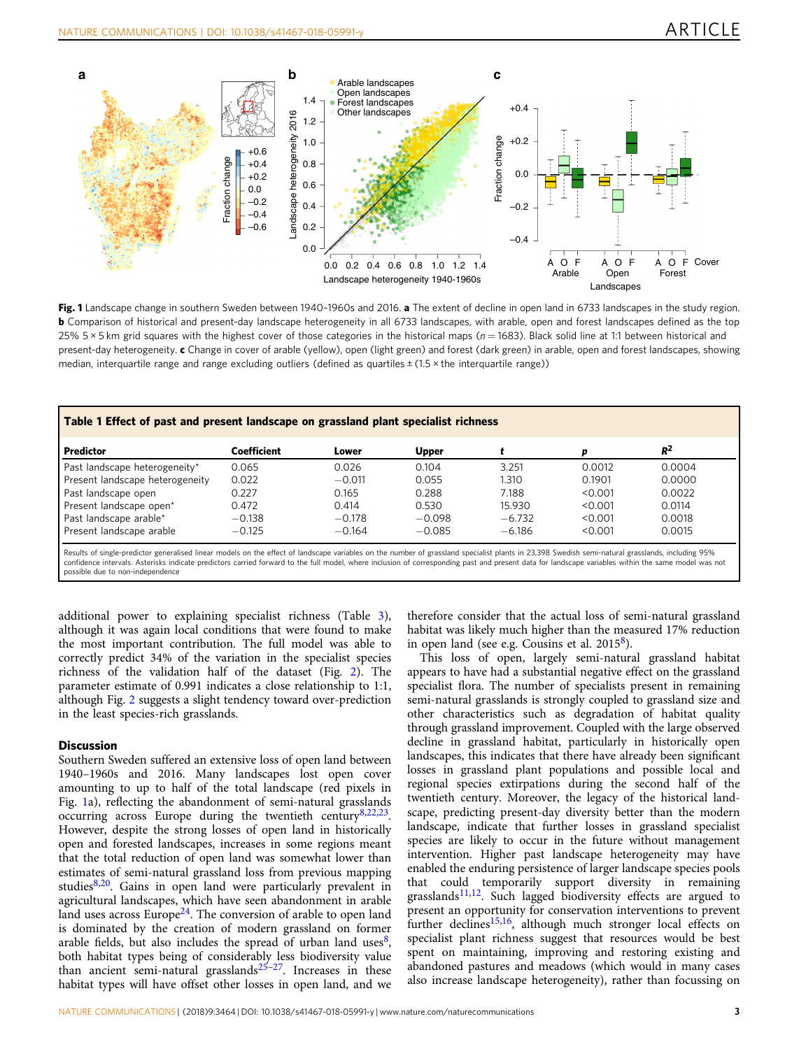**Fig. 1** Landscape change in southern Sweden between 1940–1960s and 2016. **a** The extent of decline in open land in 6733 landscapes in the study region. **b** Comparison of historical and present-day landscape heterogeneity in all 6733 landscapes, with arable, open and forest landscapes defined as the top 25% 5 × 5 km grid squares with the highest cover of those categories in the historical maps ($n = 1683$). Black solid line at 1:1 between historical and present-day heterogeneity. **c** Change in cover of arable (yellow), open (light green) and forest (dark green) in arable, open and forest landscapes, showing median, interquartile range and range excluding outliers (defined as quartiles ± (1.5 × the interquartile range))

**Table 1 Effect of past and present landscape on grassland plant specialist richness**

| Predictor | Coefficient | Lower | Upper | $t$ | $p$ | $R^2$ |
|---|---|---|---|---|---|---|
| Past landscape heterogeneity* | 0.065 | 0.026 | 0.104 | 3.251 | 0.0012 | 0.0004 |
| Present landscape heterogeneity | 0.022 | −0.011 | 0.055 | 1.310 | 0.1901 | 0.0000 |
| Past landscape open | 0.227 | 0.165 | 0.288 | 7.188 | <0.001 | 0.0022 |
| Present landscape open* | 0.472 | 0.414 | 0.530 | 15.930 | <0.001 | 0.0114 |
| Past landscape arable* | −0.138 | −0.178 | −0.098 | −6.732 | <0.001 | 0.0018 |
| Present landscape arable | −0.125 | −0.164 | −0.085 | −6.186 | <0.001 | 0.0015 |

Results of single-predictor generalised linear models on the effect of landscape variables on the number of grassland specialist plants in 23,398 Swedish semi-natural grasslands, including 95% confidence intervals. Asterisks indicate predictors carried forward to the full model, where inclusion of corresponding past and present data for landscape variables within the same model was not possible due to non-independence

additional power to explaining specialist richness (Table 3), although it was again local conditions that were found to make the most important contribution. The full model was able to correctly predict 34% of the variation in the specialist species richness of the validation half of the dataset (Fig. 2). The parameter estimate of 0.991 indicates a close relationship to 1:1, although Fig. 2 suggests a slight tendency toward over-prediction in the least species-rich grasslands.

## Discussion

Southern Sweden suffered an extensive loss of open land between 1940–1960s and 2016. Many landscapes lost open cover amounting to up to half of the total landscape (red pixels in Fig. 1a), reflecting the abandonment of semi-natural grasslands occurring across Europe during the twentieth century[8,22,23]. However, despite the strong losses of open land in historically open and forested landscapes, increases in some regions meant that the total reduction of open land was somewhat lower than estimates of semi-natural grassland loss from previous mapping studies[8,20]. Gains in open land were particularly prevalent in agricultural landscapes, which have seen abandonment in arable land uses across Europe[24]. The conversion of arable to open land is dominated by the creation of modern grassland on former arable fields, but also includes the spread of urban land uses[8], both habitat types being of considerably less biodiversity value than ancient semi-natural grasslands[25–27]. Increases in these habitat types will have offset other losses in open land, and we therefore consider that the actual loss of semi-natural grassland habitat was likely much higher than the measured 17% reduction in open land (see e.g. Cousins et al. 2015[8]).

This loss of open, largely semi-natural grassland habitat appears to have had a substantial negative effect on the grassland specialist flora. The number of specialists present in remaining semi-natural grasslands is strongly coupled to grassland size and other characteristics such as degradation of habitat quality through grassland improvement. Coupled with the large observed decline in grassland habitat, particularly in historically open landscapes, this indicates that there have already been significant losses in grassland plant populations and possible local and regional species extirpations during the second half of the twentieth century. Moreover, the legacy of the historical landscape, predicting present-day diversity better than the modern landscape, indicate that further losses in grassland specialist species are likely to occur in the future without management intervention. Higher past landscape heterogeneity may have enabled the enduring persistence of larger landscape species pools that could temporarily support diversity in remaining grasslands[11,12]. Such lagged biodiversity effects are argued to present an opportunity for conservation interventions to prevent further declines[15,16], although much stronger local effects on specialist plant richness suggest that resources would be best spent on maintaining, improving and restoring existing and abandoned pastures and meadows (which would in many cases also increase landscape heterogeneity), rather than focussing on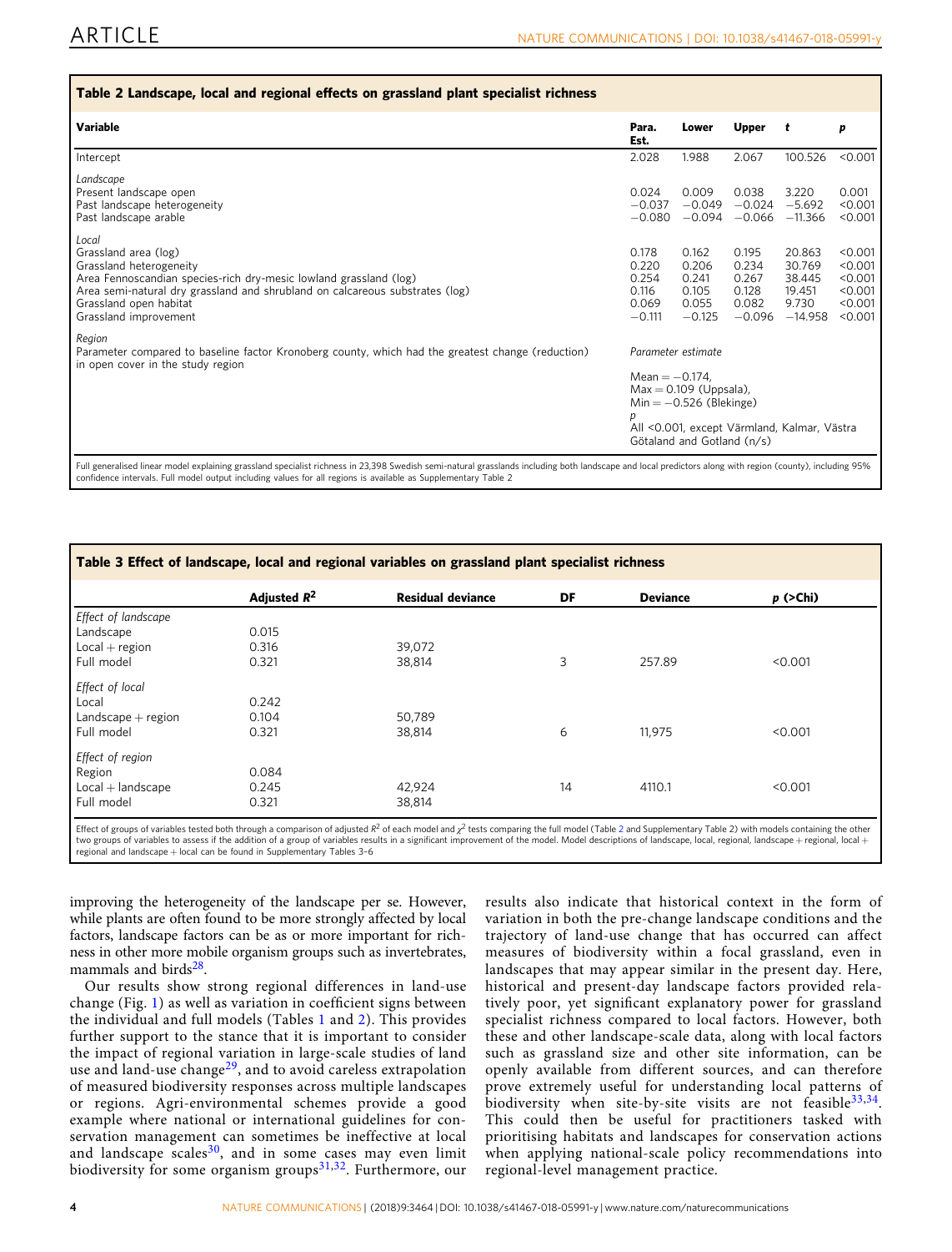**Table 2 Landscape, local and regional effects on grassland plant specialist richness**

| Variable | Para. Est. | Lower | Upper | t | p |
|---|---|---|---|---|---|
| Intercept | 2.028 | 1.988 | 2.067 | 100.526 | <0.001 |
| *Landscape* | | | | | |
| Present landscape open | 0.024 | 0.009 | 0.038 | 3.220 | 0.001 |
| Past landscape heterogeneity | −0.037 | −0.049 | −0.024 | −5.692 | <0.001 |
| Past landscape arable | −0.080 | −0.094 | −0.066 | −11.366 | <0.001 |
| *Local* | | | | | |
| Grassland area (log) | 0.178 | 0.162 | 0.195 | 20.863 | <0.001 |
| Grassland heterogeneity | 0.220 | 0.206 | 0.234 | 30.769 | <0.001 |
| Area Fennoscandian species-rich dry-mesic lowland grassland (log) | 0.254 | 0.241 | 0.267 | 38.445 | <0.001 |
| Area semi-natural dry grassland and shrubland on calcareous substrates (log) | 0.116 | 0.105 | 0.128 | 19.451 | <0.001 |
| Grassland open habitat | 0.069 | 0.055 | 0.082 | 9.730 | <0.001 |
| Grassland improvement | −0.111 | −0.125 | −0.096 | −14.958 | <0.001 |
| *Region* | | | | | |
| Parameter compared to baseline factor Kronoberg county, which had the greatest change (reduction) in open cover in the study region | *Parameter estimate*<br>Mean = −0.174,<br>Max = 0.109 (Uppsala),<br>Min = −0.526 (Blekinge)<br>*p*<br>All <0.001, except Värmland, Kalmar, Västra Götaland and Gotland (n/s) | | | | |

Full generalised linear model explaining grassland specialist richness in 23,398 Swedish semi-natural grasslands including both landscape and local predictors along with region (county), including 95% confidence intervals. Full model output including values for all regions is available as Supplementary Table 2

**Table 3 Effect of landscape, local and regional variables on grassland plant specialist richness**

| | Adjusted $R^2$ | Residual deviance | DF | Deviance | p (>Chi) |
|---|---|---|---|---|---|
| *Effect of landscape* | | | | | |
| Landscape | 0.015 | | | | |
| Local + region | 0.316 | 39,072 | | | |
| Full model | 0.321 | 38,814 | 3 | 257.89 | <0.001 |
| *Effect of local* | | | | | |
| Local | 0.242 | | | | |
| Landscape + region | 0.104 | 50,789 | | | |
| Full model | 0.321 | 38,814 | 6 | 11,975 | <0.001 |
| *Effect of region* | | | | | |
| Region | 0.084 | | | | |
| Local + landscape | 0.245 | 42,924 | 14 | 4110.1 | <0.001 |
| Full model | 0.321 | 38,814 | | | |

Effect of groups of variables tested both through a comparison of adjusted $R^2$ of each model and $\chi^2$ tests comparing the full model (Table 2 and Supplementary Table 2) with models containing the other two groups of variables to assess if the addition of a group of variables results in a significant improvement of the model. Model descriptions of landscape, local, regional, landscape + regional, local + regional and landscape + local can be found in Supplementary Tables 3–6

improving the heterogeneity of the landscape per se. However, while plants are often found to be more strongly affected by local factors, landscape factors can be as or more important for richness in other more mobile organism groups such as invertebrates, mammals and birds[28].

Our results show strong regional differences in land-use change (Fig. 1) as well as variation in coefficient signs between the individual and full models (Tables 1 and 2). This provides further support to the stance that it is important to consider the impact of regional variation in large-scale studies of land use and land-use change[29], and to avoid careless extrapolation of measured biodiversity responses across multiple landscapes or regions. Agri-environmental schemes provide a good example where national or international guidelines for conservation management can sometimes be ineffective at local and landscape scales[30], and in some cases may even limit biodiversity for some organism groups[31,32]. Furthermore, our results also indicate that historical context in the form of variation in both the pre-change landscape conditions and the trajectory of land-use change that has occurred can affect measures of biodiversity within a focal grassland, even in landscapes that may appear similar in the present day. Here, historical and present-day landscape factors provided relatively poor, yet significant explanatory power for grassland specialist richness compared to local factors. However, both these and other landscape-scale data, along with local factors such as grassland size and other site information, can be openly available from different sources, and can therefore prove extremely useful for understanding local patterns of biodiversity when site-by-site visits are not feasible[33,34]. This could then be useful for practitioners tasked with prioritising habitats and landscapes for conservation actions when applying national-scale policy recommendations into regional-level management practice.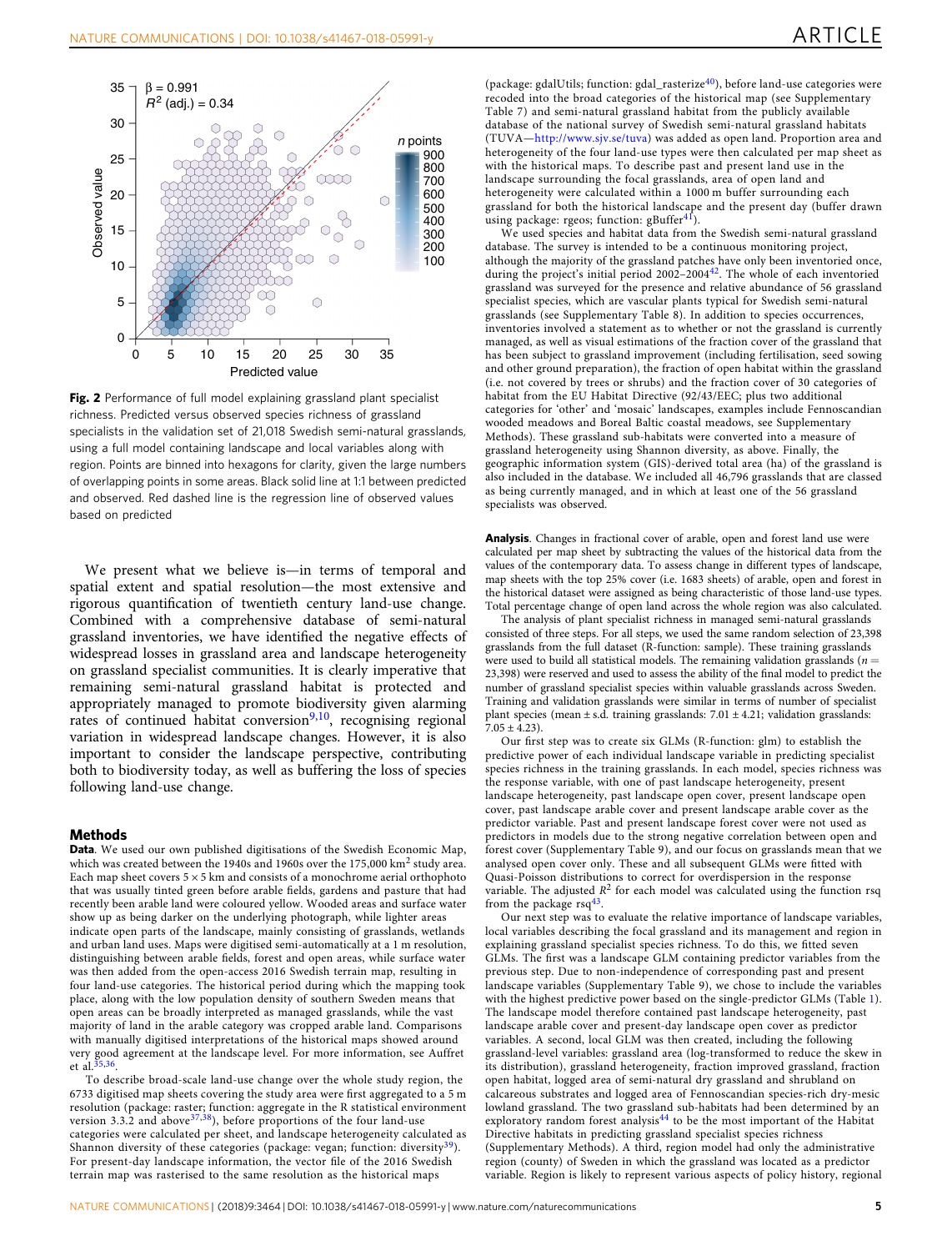**Fig. 2** Performance of full model explaining grassland plant specialist richness. Predicted versus observed species richness of grassland specialists in the validation set of 21,018 Swedish semi-natural grasslands, using a full model containing landscape and local variables along with region. Points are binned into hexagons for clarity, given the large numbers of overlapping points in some areas. Black solid line at 1:1 between predicted and observed. Red dashed line is the regression line of observed values based on predicted

We present what we believe is—in terms of temporal and spatial extent and spatial resolution—the most extensive and rigorous quantification of twentieth century land-use change. Combined with a comprehensive database of semi-natural grassland inventories, we have identified the negative effects of widespread losses in grassland area and landscape heterogeneity on grassland specialist communities. It is clearly imperative that remaining semi-natural grassland habitat is protected and appropriately managed to promote biodiversity given alarming rates of continued habitat conversion[9,10], recognising regional variation in widespread landscape changes. However, it is also important to consider the landscape perspective, contributing both to biodiversity today, as well as buffering the loss of species following land-use change.

## Methods

**Data**. We used our own published digitisations of the Swedish Economic Map, which was created between the 1940s and 1960s over the 175,000 km$^2$ study area. Each map sheet covers 5 × 5 km and consists of a monochrome aerial orthophoto that was usually tinted green before arable fields, gardens and pasture that had recently been arable land were coloured yellow. Wooded areas and surface water show up as being darker on the underlying photograph, while lighter areas indicate open parts of the landscape, mainly consisting of grasslands, wetlands and urban land uses. Maps were digitised semi-automatically at a 1 m resolution, distinguishing between arable fields, forest and open areas, while surface water was then added from the open-access 2016 Swedish terrain map, resulting in four land-use categories. The historical period during which the mapping took place, along with the low population density of southern Sweden means that open areas can be broadly interpreted as managed grasslands, while the vast majority of land in the arable category was cropped arable land. Comparisons with manually digitised interpretations of the historical maps showed around very good agreement at the landscape level. For more information, see Auffret et al.[35,36].

To describe broad-scale land-use change over the whole study region, the 6733 digitised map sheets covering the study area were first aggregated to a 5 m resolution (package: raster; function: aggregate in the R statistical environment version 3.3.2 and above[37,38]), before proportions of the four land-use categories were calculated per sheet, and landscape heterogeneity calculated as Shannon diversity of these categories (package: vegan; function: diversity[39]). For present-day landscape information, the vector file of the 2016 Swedish terrain map was rasterised to the same resolution as the historical maps (package: gdalUtils; function: gdal_rasterize[40]), before land-use categories were recoded into the broad categories of the historical map (see Supplementary Table 7) and semi-natural grassland habitat from the publicly available database of the national survey of Swedish semi-natural grassland habitats (TUVA—http://www.sjv.se/tuva) was added as open land. Proportion area and heterogeneity of the four land-use types were then calculated per map sheet as with the historical maps. To describe past and present land use in the landscape surrounding the focal grasslands, area of open land and heterogeneity were calculated within a 1000 m buffer surrounding each grassland for both the historical landscape and the present day (buffer drawn using package: rgeos; function: gBuffer[41]).

We used species and habitat data from the Swedish semi-natural grassland database. The survey is intended to be a continuous monitoring project, although the majority of the grassland patches have only been inventoried once, during the project's initial period 2002–2004[42]. The whole of each inventoried grassland was surveyed for the presence and relative abundance of 56 grassland specialist species, which are vascular plants typical for Swedish semi-natural grasslands (see Supplementary Table 8). In addition to species occurrences, inventories involved a statement as to whether or not the grassland is currently managed, as well as visual estimations of the fraction cover of the grassland that has been subject to grassland improvement (including fertilisation, seed sowing and other ground preparation), the fraction of open habitat within the grassland (i.e. not covered by trees or shrubs) and the fraction cover of 30 categories of habitat from the EU Habitat Directive (92/43/EEC; plus two additional categories for 'other' and 'mosaic' landscapes, examples include Fennoscandian wooded meadows and Boreal Baltic coastal meadows, see Supplementary Methods). These grassland sub-habitats were converted into a measure of grassland heterogeneity using Shannon diversity, as above. Finally, the geographic information system (GIS)-derived total area (ha) of the grassland is also included in the database. We included all 46,796 grasslands that are classed as being currently managed, and in which at least one of the 56 grassland specialists was observed.

**Analysis**. Changes in fractional cover of arable, open and forest land use were calculated per map sheet by subtracting the values of the historical data from the values of the contemporary data. To assess change in different types of landscape, map sheets with the top 25% cover (i.e. 1683 sheets) of arable, open and forest in the historical dataset were assigned as being characteristic of those land-use types. Total percentage change of open land across the whole region was also calculated.

The analysis of plant specialist richness in managed semi-natural grasslands consisted of three steps. For all steps, we used the same random selection of 23,398 grasslands from the full dataset (R-function: sample). These training grasslands were used to build all statistical models. The remaining validation grasslands ($n$ = 23,398) were reserved and used to assess the ability of the final model to predict the number of grassland specialist species within valuable grasslands across Sweden. Training and validation grasslands were similar in terms of number of specialist plant species (mean ± s.d. training grasslands: 7.01 ± 4.21; validation grasslands: 7.05 ± 4.23).

Our first step was to create six GLMs (R-function: glm) to establish the predictive power of each individual landscape variable in predicting specialist species richness in the training grasslands. In each model, species richness was the response variable, with one of past landscape heterogeneity, present landscape heterogeneity, past landscape open cover, present landscape open cover, past landscape arable cover and present landscape arable cover as the predictor variable. Past and present landscape forest cover were not used as predictors in models due to the strong negative correlation between open and forest cover (Supplementary Table 9), and our focus on grasslands mean that we analysed open cover only. These and all subsequent GLMs were fitted with Quasi-Poisson distributions to correct for overdispersion in the response variable. The adjusted $R^2$ for each model was calculated using the function rsq from the package rsq[43].

Our next step was to evaluate the relative importance of landscape variables, local variables describing the focal grassland and its management and region in explaining grassland specialist species richness. To do this, we fitted seven GLMs. The first was a landscape GLM containing predictor variables from the previous step. Due to non-independence of corresponding past and present landscape variables (Supplementary Table 9), we chose to include the variables with the highest predictive power based on the single-predictor GLMs (Table 1). The landscape model therefore contained past landscape heterogeneity, past landscape arable cover and present-day landscape open cover as predictor variables. A second, local GLM was then created, including the following grassland-level variables: grassland area (log-transformed to reduce the skew in its distribution), grassland heterogeneity, fraction improved grassland, fraction open habitat, logged area of semi-natural dry grassland and shrubland on calcareous substrates and logged area of Fennoscandian species-rich dry-mesic lowland grassland. The two grassland sub-habitats had been determined by an exploratory random forest analysis[44] to be the most important of the Habitat Directive habitats in predicting grassland specialist species richness (Supplementary Methods). A third, region model had only the administrative region (county) of Sweden in which the grassland was located as a predictor variable. Region is likely to represent various aspects of policy history, regional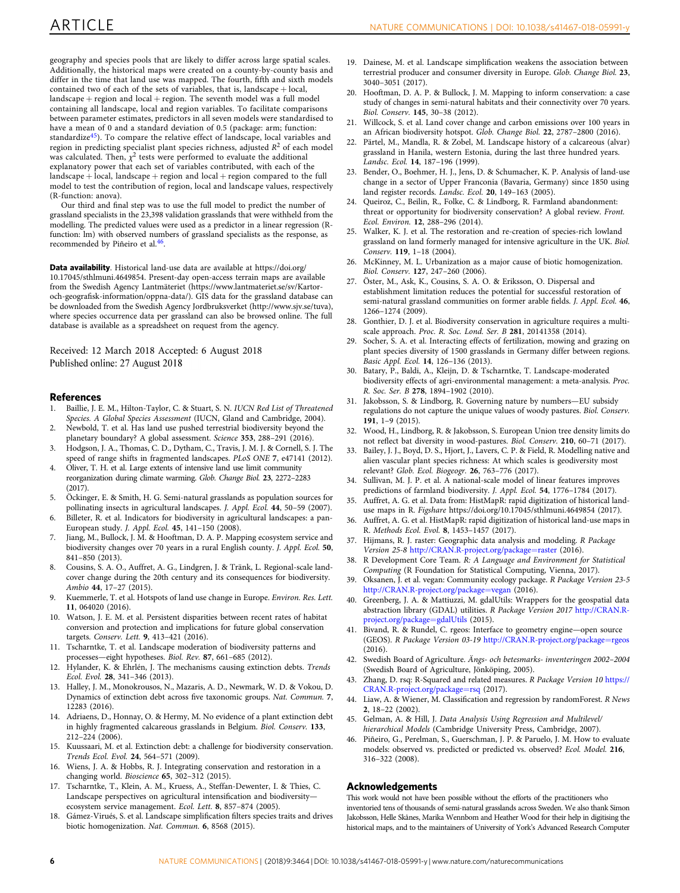geography and species pools that are likely to differ across large spatial scales. Additionally, the historical maps were created on a county-by-county basis and differ in the time that land use was mapped. The fourth, fifth and sixth models contained two of each of the sets of variables, that is, landscape + local, landscape + region and local + region. The seventh model was a full model containing all landscape, local and region variables. To facilitate comparisons between parameter estimates, predictors in all seven models were standardised to have a mean of 0 and a standard deviation of 0.5 (package: arm; function: standardize[45]). To compare the relative effect of landscape, local variables and region in predicting specialist plant species richness, adjusted $R^2$ of each model was calculated. Then, $\chi^2$ tests were performed to evaluate the additional explanatory power that each set of variables contributed, with each of the landscape + local, landscape + region and local + region compared to the full model to test the contribution of region, local and landscape values, respectively (R-function: anova).

Our third and final step was to use the full model to predict the number of grassland specialists in the 23,398 validation grasslands that were withheld from the modelling. The predicted values were used as a predictor in a linear regression (R-function: lm) with observed numbers of grassland specialists as the response, as recommended by Piñeiro et al.[46].

**Data availability**. Historical land-use data are available at https://doi.org/10.17045/sthlmuni.4649854. Present-day open-access terrain maps are available from the Swedish Agency Lantmäteriet (https://www.lantmateriet.se/sv/Kartor-och-geografisk-information/oppna-data/). GIS data for the grassland database can be downloaded from the Swedish Agency Jordbruksverket (http://www.sjv.se/tuva), where species occurrence data per grassland can also be browsed online. The full database is available as a spreadsheet on request from the agency.

Received: 12 March 2018 Accepted: 6 August 2018
Published online: 27 August 2018

## References

1. Baillie, J. E. M., Hilton-Taylor, C. & Stuart, S. N. *IUCN Red List of Threatened Species. A Global Species Assessment* (IUCN, Gland and Cambridge, 2004).
2. Newbold, T. et al. Has land use pushed terrestrial biodiversity beyond the planetary boundary? A global assessment. *Science* **353**, 288–291 (2016).
3. Hodgson, J. A., Thomas, C. D., Dytham, C., Travis, J. M. J. & Cornell, S. J. The speed of range shifts in fragmented landscapes. *PLoS ONE* **7**, e47141 (2012).
4. Oliver, T. H. et al. Large extents of intensive land use limit community reorganization during climate warming. *Glob. Change Biol.* **23**, 2272–2283 (2017).
5. Öckinger, E. & Smith, H. G. Semi-natural grasslands as population sources for pollinating insects in agricultural landscapes. *J. Appl. Ecol.* **44**, 50–59 (2007).
6. Billeter, R. et al. Indicators for biodiversity in agricultural landscapes: a pan-European study. *J. Appl. Ecol.* **45**, 141–150 (2008).
7. Jiang, M., Bullock, J. M. & Hooftman, D. A. P. Mapping ecosystem service and biodiversity changes over 70 years in a rural English county. *J. Appl. Ecol.* **50**, 841–850 (2013).
8. Cousins, S. A. O., Auffret, A. G., Lindgren, J. & Tränk, L. Regional-scale land-cover change during the 20th century and its consequences for biodiversity. *Ambio* **44**, 17–27 (2015).
9. Kuemmerle, T. et al. Hotspots of land use change in Europe. *Environ. Res. Lett.* **11**, 064020 (2016).
10. Watson, J. E. M. et al. Persistent disparities between recent rates of habitat conversion and protection and implications for future global conservation targets. *Conserv. Lett.* **9**, 413–421 (2016).
11. Tscharntke, T. et al. Landscape moderation of biodiversity patterns and processes—eight hypotheses. *Biol. Rev.* **87**, 661–685 (2012).
12. Hylander, K. & Ehrlén, J. The mechanisms causing extinction debts. *Trends Ecol. Evol.* **28**, 341–346 (2013).
13. Halley, J. M., Monokrousos, N., Mazaris, A. D., Newmark, W. D. & Vokou, D. Dynamics of extinction debt across five taxonomic groups. *Nat. Commun.* **7**, 12283 (2016).
14. Adriaens, D., Honnay, O. & Hermy, M. No evidence of a plant extinction debt in highly fragmented calcareous grasslands in Belgium. *Biol. Conserv.* **133**, 212–224 (2006).
15. Kuussaari, M. et al. Extinction debt: a challenge for biodiversity conservation. *Trends Ecol. Evol.* **24**, 564–571 (2009).
16. Wiens, J. A. & Hobbs, R. J. Integrating conservation and restoration in a changing world. *Bioscience* **65**, 302–312 (2015).
17. Tscharntke, T., Klein, A. M., Kruess, A., Steffan-Dewenter, I. & Thies, C. Landscape perspectives on agricultural intensification and biodiversity—ecosystem service management. *Ecol. Lett.* **8**, 857–874 (2005).
18. Gámez-Virués, S. et al. Landscape simplification filters species traits and drives biotic homogenization. *Nat. Commun.* **6**, 8568 (2015).
19. Dainese, M. et al. Landscape simplification weakens the association between terrestrial producer and consumer diversity in Europe. *Glob. Change Biol.* **23**, 3040–3051 (2017).
20. Hooftman, D. A. P. & Bullock, J. M. Mapping to inform conservation: a case study of changes in semi-natural habitats and their connectivity over 70 years. *Biol. Conserv.* **145**, 30–38 (2012).
21. Willcock, S. et al. Land cover change and carbon emissions over 100 years in an African biodiversity hotspot. *Glob. Change Biol.* **22**, 2787–2800 (2016).
22. Pärtel, M., Mandla, R. & Zobel, M. Landscape history of a calcareous (alvar) grassland in Hanila, western Estonia, during the last three hundred years. *Landsc. Ecol.* **14**, 187–196 (1999).
23. Bender, O., Boehmer, H. J., Jens, D. & Schumacher, K. P. Analysis of land-use change in a sector of Upper Franconia (Bavaria, Germany) since 1850 using land register records. *Landsc. Ecol.* **20**, 149–163 (2005).
24. Queiroz, C., Beilin, R., Folke, C. & Lindborg, R. Farmland abandonment: threat or opportunity for biodiversity conservation? A global review. *Front. Ecol. Environ.* **12**, 288–296 (2014).
25. Walker, K. J. et al. The restoration and re-creation of species-rich lowland grassland on land formerly managed for intensive agriculture in the UK. *Biol. Conserv.* **119**, 1–18 (2004).
26. McKinney, M. L. Urbanization as a major cause of biotic homogenization. *Biol. Conserv.* **127**, 247–260 (2006).
27. Öster, M., Ask, K., Cousins, S. A. O. & Eriksson, O. Dispersal and establishment limitation reduces the potential for successful restoration of semi-natural grassland communities on former arable fields. *J. Appl. Ecol.* **46**, 1266–1274 (2009).
28. Gonthier, D. J. et al. Biodiversity conservation in agriculture requires a multi-scale approach. *Proc. R. Soc. Lond. Ser. B* **281**, 20141358 (2014).
29. Socher, S. A. et al. Interacting effects of fertilization, mowing and grazing on plant species diversity of 1500 grasslands in Germany differ between regions. *Basic Appl. Ecol.* **14**, 126–136 (2013).
30. Batary, P., Baldi, A., Kleijn, D. & Tscharntke, T. Landscape-moderated biodiversity effects of agri-environmental management: a meta-analysis. *Proc. R. Soc. Ser. B* **278**, 1894–1902 (2010).
31. Jakobsson, S. & Lindborg, R. Governing nature by numbers—EU subsidy regulations do not capture the unique values of woody pastures. *Biol. Conserv.* **191**, 1–9 (2015).
32. Wood, H., Lindborg, R. & Jakobsson, S. European Union tree density limits do not reflect bat diversity in wood-pastures. *Biol. Conserv.* **210**, 60–71 (2017).
33. Bailey, J. J., Boyd, D. S., Hjort, J., Lavers, C. P. & Field, R. Modelling native and alien vascular plant species richness: At which scales is geodiversity most relevant? *Glob. Ecol. Biogeogr.* **26**, 763–776 (2017).
34. Sullivan, M. J. P. et al. A national-scale model of linear features improves predictions of farmland biodiversity. *J. Appl. Ecol.* **54**, 1776–1784 (2017).
35. Auffret, A. G. et al. Data from: HistMapR: rapid digitization of historical land-use maps in R. *Figshare* https://doi.org/10.17045/sthlmuni.4649854 (2017).
36. Auffret, A. G. et al. HistMapR: rapid digitization of historical land-use maps in R. *Methods Ecol. Evol.* **8**, 1453–1457 (2017).
37. Hijmans, R. J. raster: Geographic data analysis and modeling. *R Package Version 25-8* http://CRAN.R-project.org/package=raster (2016).
38. R Development Core Team. *R: A Language and Environment for Statistical Computing* (R Foundation for Statistical Computing, Vienna, 2017).
39. Oksanen, J. et al. vegan: Community ecology package. *R Package Version 23-5* http://CRAN.R-project.org/package=vegan (2016).
40. Greenberg, J. A. & Mattiuzzi, M. gdalUtils: Wrappers for the geospatial data abstraction library (GDAL) utilities. *R Package Version 2017* http://CRAN.R-project.org/package=gdalUtils (2015).
41. Bivand, R. & Rundel, C. rgeos: Interface to geometry engine—open source (GEOS). *R Package Version 03-19* http://CRAN.R-project.org/package=rgeos (2016).
42. Swedish Board of Agriculture. *Ängs- och betesmarks- inventeringen 2002–2004* (Swedish Board of Agriculture, Jönköping, 2005).
43. Zhang, D. rsq: R-Squared and related measures. *R Package Version 10* https://CRAN.R-project.org/package=rsq (2017).
44. Liaw, A. & Wiener, M. Classification and regression by randomForest. *R News* **2**, 18–22 (2002).
45. Gelman, A. & Hill, J. *Data Analysis Using Regression and Multilevel/hierarchical Models* (Cambridge University Press, Cambridge, 2007).
46. Piñeiro, G., Perelman, S., Guerschman, J. P. & Paruelo, J. M. How to evaluate models: observed vs. predicted or predicted vs. observed? *Ecol. Model.* **216**, 316–322 (2008).

## Acknowledgements

This work would not have been possible without the efforts of the practitioners who inventoried tens of thousands of semi-natural grasslands across Sweden. We also thank Simon Jakobsson, Helle Skånes, Marika Wennbom and Heather Wood for their help in digitising the historical maps, and to the maintainers of University of York's Advanced Research Computer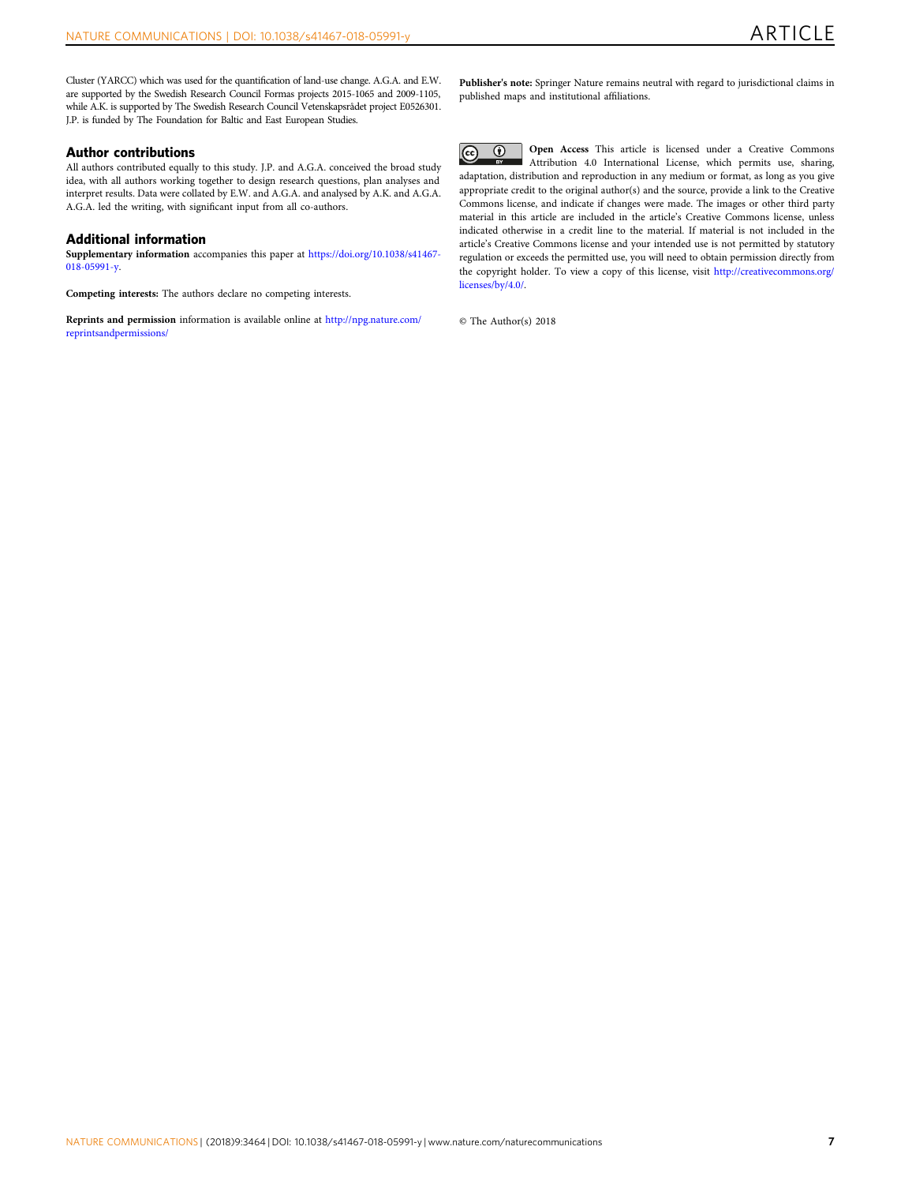Cluster (YARCC) which was used for the quantification of land-use change. A.G.A. and E.W. are supported by the Swedish Research Council Formas projects 2015-1065 and 2009-1105, while A.K. is supported by The Swedish Research Council Vetenskapsrådet project E0526301. J.P. is funded by The Foundation for Baltic and East European Studies.

## Author contributions

All authors contributed equally to this study. J.P. and A.G.A. conceived the broad study idea, with all authors working together to design research questions, plan analyses and interpret results. Data were collated by E.W. and A.G.A. and analysed by A.K. and A.G.A. A.G.A. led the writing, with significant input from all co-authors.

## Additional information

**Supplementary information** accompanies this paper at https://doi.org/10.1038/s41467-018-05991-y.

**Competing interests:** The authors declare no competing interests.

**Reprints and permission** information is available online at http://npg.nature.com/reprintsandpermissions/

**Publisher's note:** Springer Nature remains neutral with regard to jurisdictional claims in published maps and institutional affiliations.

**Open Access** This article is licensed under a Creative Commons Attribution 4.0 International License, which permits use, sharing, adaptation, distribution and reproduction in any medium or format, as long as you give appropriate credit to the original author(s) and the source, provide a link to the Creative Commons license, and indicate if changes were made. The images or other third party material in this article are included in the article's Creative Commons license, unless indicated otherwise in a credit line to the material. If material is not included in the article's Creative Commons license and your intended use is not permitted by statutory regulation or exceeds the permitted use, you will need to obtain permission directly from the copyright holder. To view a copy of this license, visit http://creativecommons.org/licenses/by/4.0/.

© The Author(s) 2018